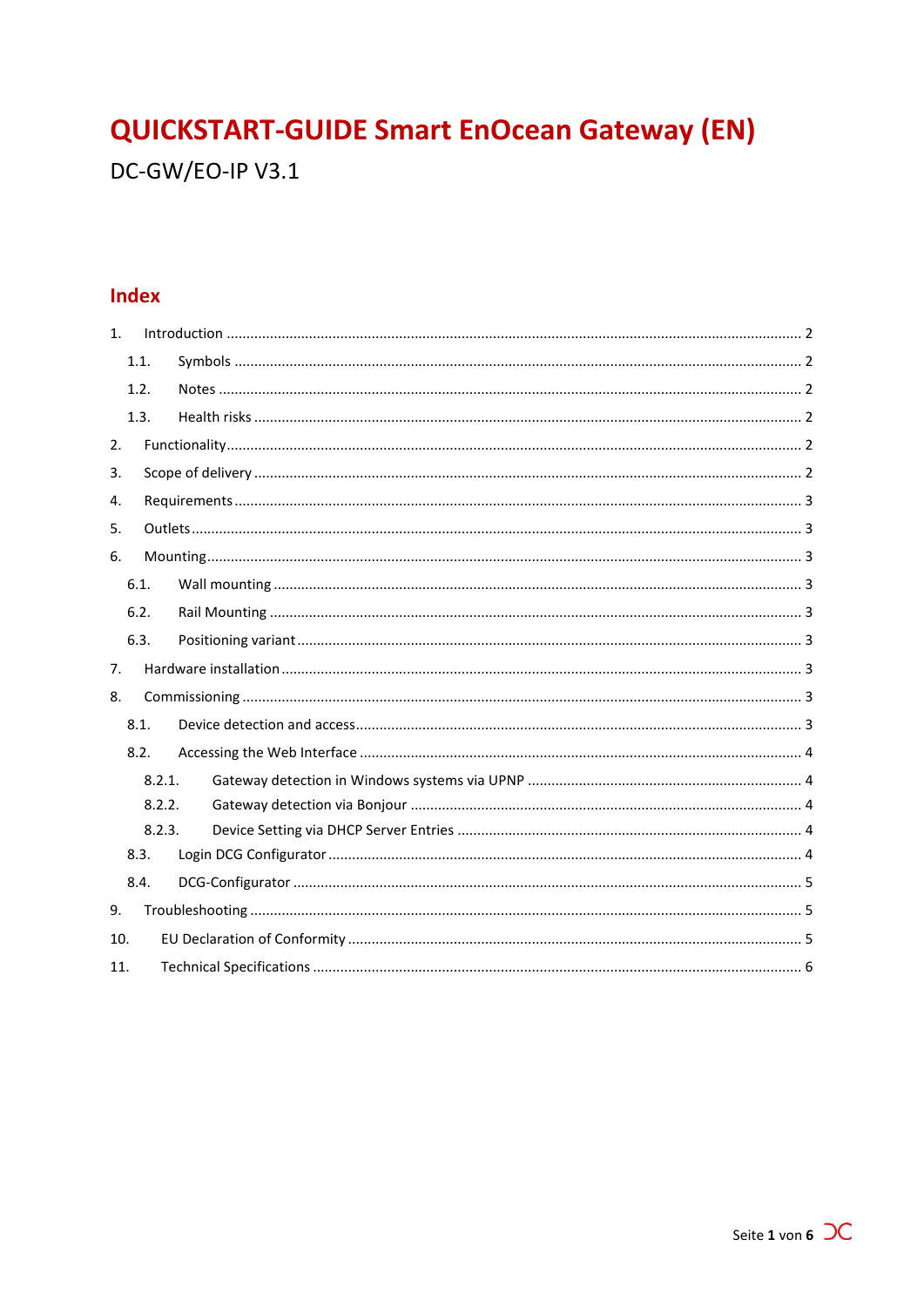# QUICKSTART-GUIDE Smart EnOcean Gateway (EN)

DC-GW/EO-IP V3.1

## Index

1. Introduction ........ 2
   - 1.1. Symbols ........ 2
   - 1.2. Notes ........ 2
   - 1.3. Health risks ........ 2
2. Functionality ........ 2
3. Scope of delivery ........ 2
4. Requirements ........ 3
5. Outlets ........ 3
6. Mounting ........ 3
   - 6.1. Wall mounting ........ 3
   - 6.2. Rail Mounting ........ 3
   - 6.3. Positioning variant ........ 3
7. Hardware installation ........ 3
8. Commissioning ........ 3
   - 8.1. Device detection and access ........ 3
   - 8.2. Accessing the Web Interface ........ 4
     - 8.2.1. Gateway detection in Windows systems via UPNP ........ 4
     - 8.2.2. Gateway detection via Bonjour ........ 4
     - 8.2.3. Device Setting via DHCP Server Entries ........ 4
   - 8.3. Login DCG Configurator ........ 4
   - 8.4. DCG-Configurator ........ 5
9. Troubleshooting ........ 5
10. EU Declaration of Conformity ........ 5
11. Technical Specifications ........ 6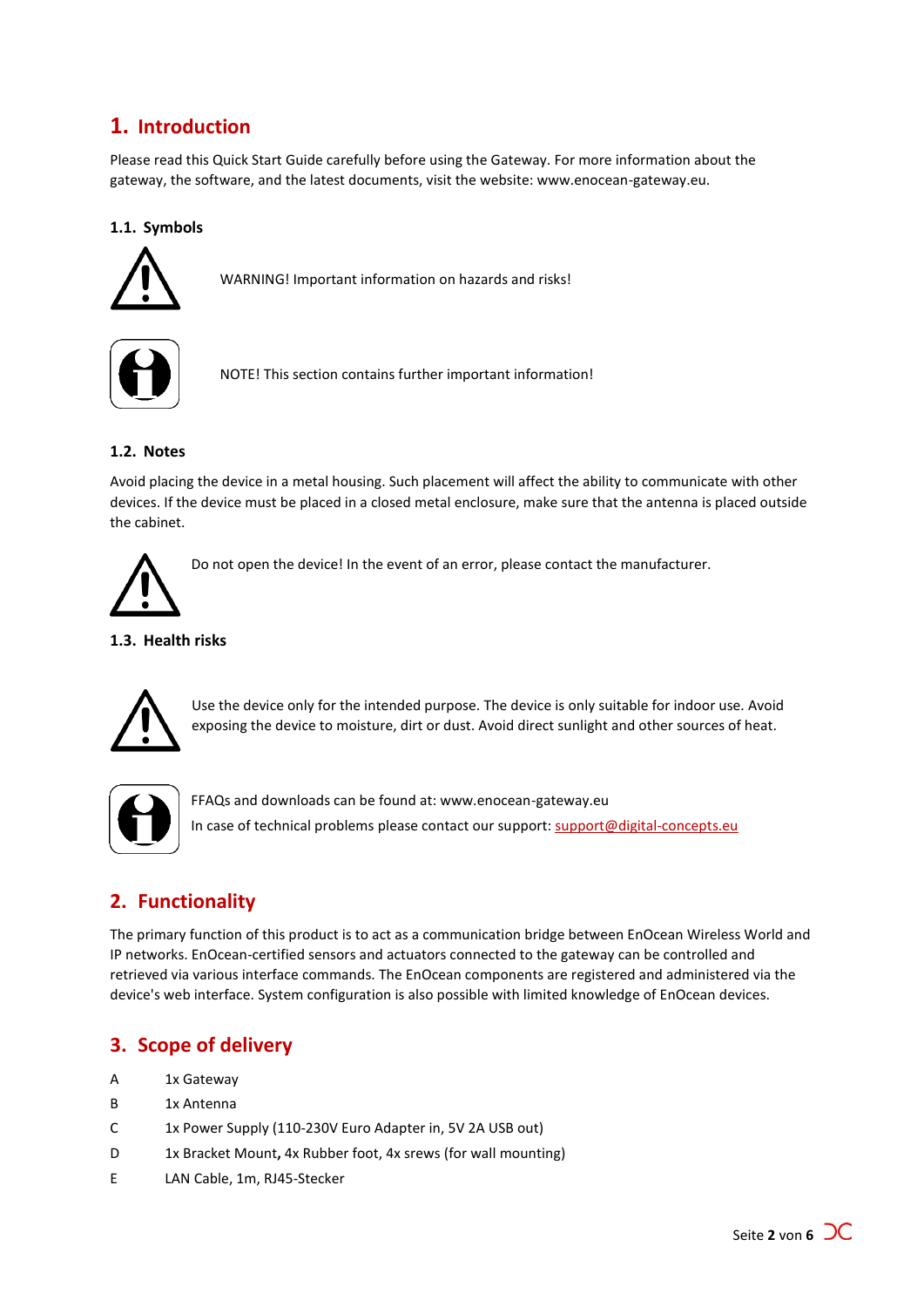# 1. Introduction

Please read this Quick Start Guide carefully before using the Gateway. For more information about the gateway, the software, and the latest documents, visit the website: www.enocean-gateway.eu.

### 1.1. Symbols

WARNING! Important information on hazards and risks!

NOTE! This section contains further important information!

### 1.2. Notes

Avoid placing the device in a metal housing. Such placement will affect the ability to communicate with other devices. If the device must be placed in a closed metal enclosure, make sure that the antenna is placed outside the cabinet.

Do not open the device! In the event of an error, please contact the manufacturer.

### 1.3. Health risks

Use the device only for the intended purpose. The device is only suitable for indoor use. Avoid exposing the device to moisture, dirt or dust. Avoid direct sunlight and other sources of heat.

FFAQs and downloads can be found at: www.enocean-gateway.eu

In case of technical problems please contact our support: support@digital-concepts.eu

# 2. Functionality

The primary function of this product is to act as a communication bridge between EnOcean Wireless World and IP networks. EnOcean-certified sensors and actuators connected to the gateway can be controlled and retrieved via various interface commands. The EnOcean components are registered and administered via the device's web interface. System configuration is also possible with limited knowledge of EnOcean devices.

# 3. Scope of delivery

A 1x Gateway

B 1x Antenna

C 1x Power Supply (110-230V Euro Adapter in, 5V 2A USB out)

D 1x Bracket Mount**,** 4x Rubber foot, 4x srews (for wall mounting)

E LAN Cable, 1m, RJ45-Stecker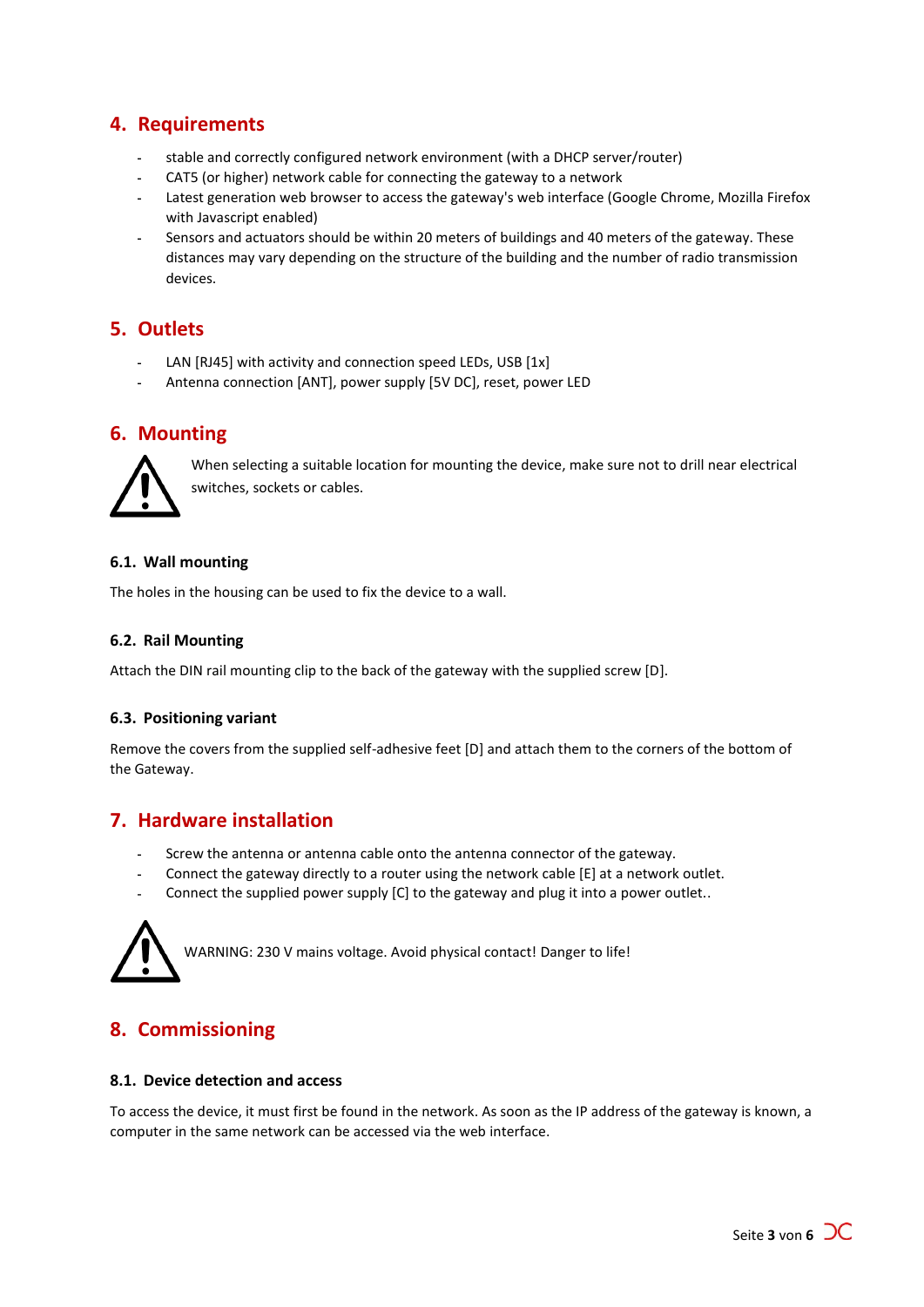## 4. Requirements

- stable and correctly configured network environment (with a DHCP server/router)
- CAT5 (or higher) network cable for connecting the gateway to a network
- Latest generation web browser to access the gateway's web interface (Google Chrome, Mozilla Firefox with Javascript enabled)
- Sensors and actuators should be within 20 meters of buildings and 40 meters of the gateway. These distances may vary depending on the structure of the building and the number of radio transmission devices.

## 5. Outlets

- LAN [RJ45] with activity and connection speed LEDs, USB [1x]
- Antenna connection [ANT], power supply [5V DC], reset, power LED

## 6. Mounting

When selecting a suitable location for mounting the device, make sure not to drill near electrical switches, sockets or cables.

### 6.1. Wall mounting

The holes in the housing can be used to fix the device to a wall.

### 6.2. Rail Mounting

Attach the DIN rail mounting clip to the back of the gateway with the supplied screw [D].

### 6.3. Positioning variant

Remove the covers from the supplied self-adhesive feet [D] and attach them to the corners of the bottom of the Gateway.

## 7. Hardware installation

- Screw the antenna or antenna cable onto the antenna connector of the gateway.
- Connect the gateway directly to a router using the network cable [E] at a network outlet.
- Connect the supplied power supply [C] to the gateway and plug it into a power outlet..

WARNING: 230 V mains voltage. Avoid physical contact! Danger to life!

## 8. Commissioning

### 8.1. Device detection and access

To access the device, it must first be found in the network. As soon as the IP address of the gateway is known, a computer in the same network can be accessed via the web interface.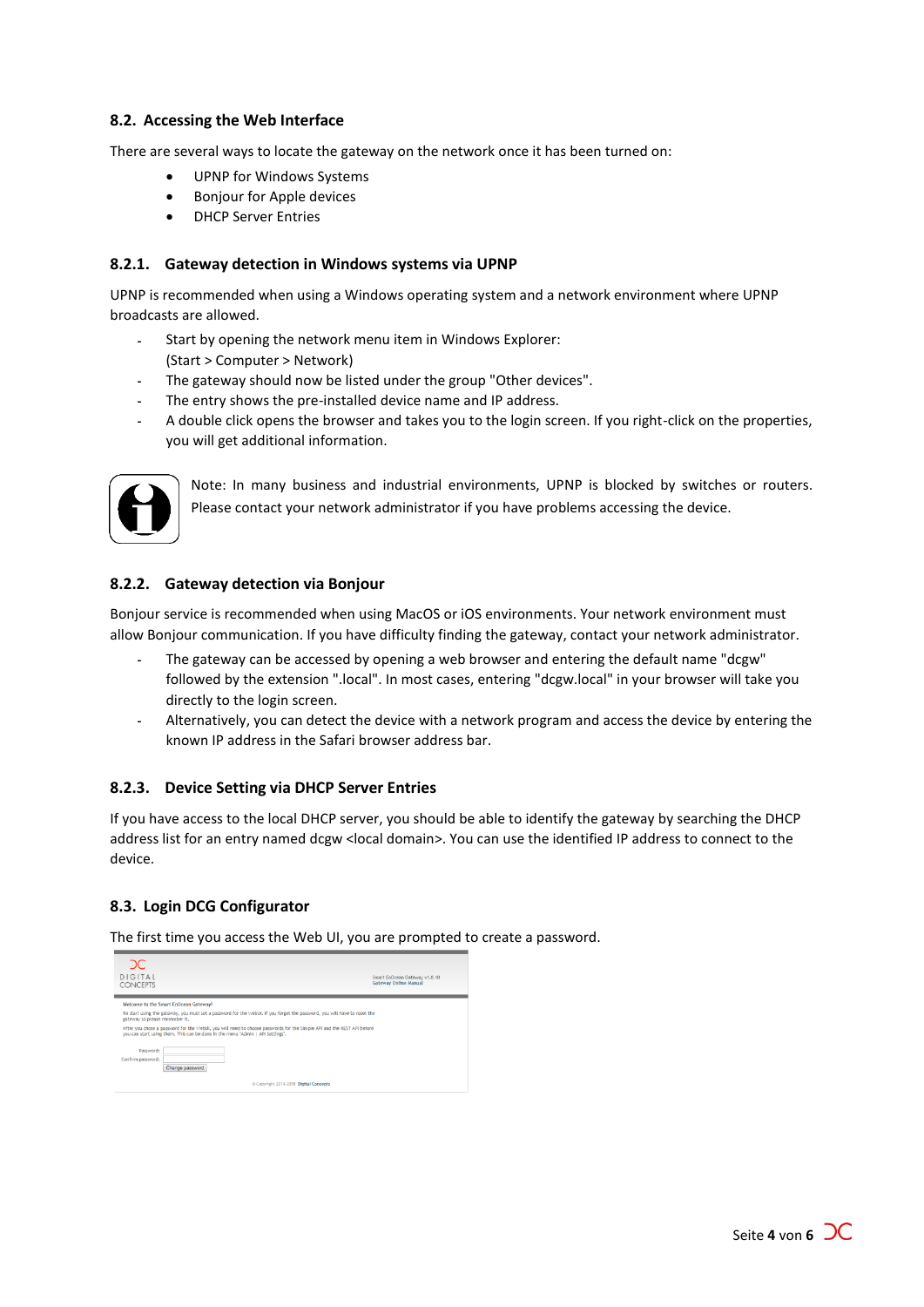## 8.2. Accessing the Web Interface

There are several ways to locate the gateway on the network once it has been turned on:

- UPNP for Windows Systems
- Bonjour for Apple devices
- DHCP Server Entries

### 8.2.1. Gateway detection in Windows systems via UPNP

UPNP is recommended when using a Windows operating system and a network environment where UPNP broadcasts are allowed.

- Start by opening the network menu item in Windows Explorer: (Start > Computer > Network)
- The gateway should now be listed under the group "Other devices".
- The entry shows the pre-installed device name and IP address.
- A double click opens the browser and takes you to the login screen. If you right-click on the properties, you will get additional information.

Note: In many business and industrial environments, UPNP is blocked by switches or routers. Please contact your network administrator if you have problems accessing the device.

### 8.2.2. Gateway detection via Bonjour

Bonjour service is recommended when using MacOS or iOS environments. Your network environment must allow Bonjour communication. If you have difficulty finding the gateway, contact your network administrator.

- The gateway can be accessed by opening a web browser and entering the default name "dcgw" followed by the extension ".local". In most cases, entering "dcgw.local" in your browser will take you directly to the login screen.
- Alternatively, you can detect the device with a network program and access the device by entering the known IP address in the Safari browser address bar.

### 8.2.3. Device Setting via DHCP Server Entries

If you have access to the local DHCP server, you should be able to identify the gateway by searching the DHCP address list for an entry named dcgw <local domain>. You can use the identified IP address to connect to the device.

## 8.3. Login DCG Configurator

The first time you access the Web UI, you are prompted to create a password.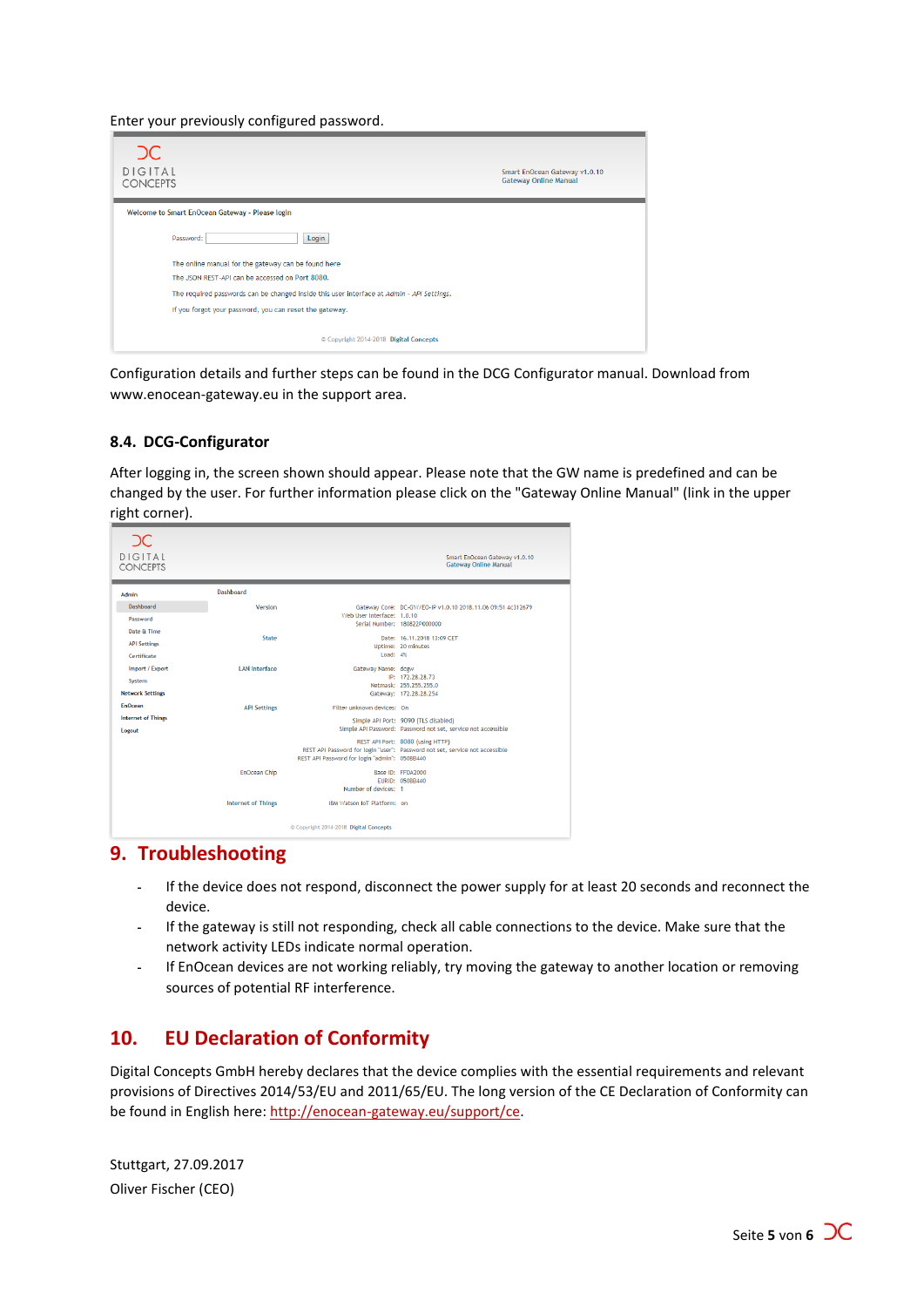Enter your previously configured password.

Configuration details and further steps can be found in the DCG Configurator manual. Download from www.enocean-gateway.eu in the support area.

### 8.4. DCG-Configurator

After logging in, the screen shown should appear. Please note that the GW name is predefined and can be changed by the user. For further information please click on the "Gateway Online Manual" (link in the upper right corner).

## 9. Troubleshooting

- If the device does not respond, disconnect the power supply for at least 20 seconds and reconnect the device.
- If the gateway is still not responding, check all cable connections to the device. Make sure that the network activity LEDs indicate normal operation.
- If EnOcean devices are not working reliably, try moving the gateway to another location or removing sources of potential RF interference.

## 10. EU Declaration of Conformity

Digital Concepts GmbH hereby declares that the device complies with the essential requirements and relevant provisions of Directives 2014/53/EU and 2011/65/EU. The long version of the CE Declaration of Conformity can be found in English here: http://enocean-gateway.eu/support/ce.

Stuttgart, 27.09.2017

Oliver Fischer (CEO)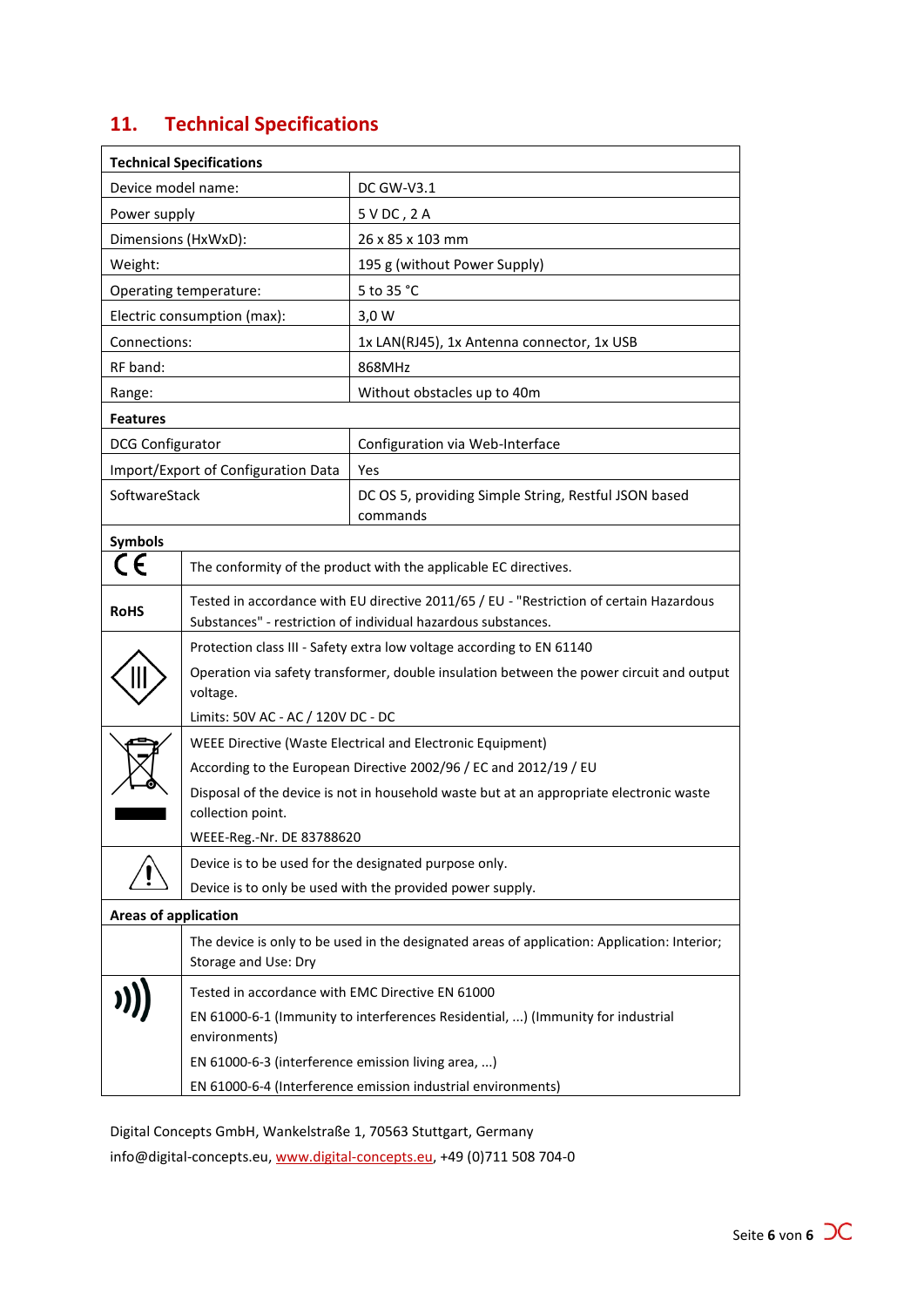## 11. Technical Specifications

| | |
|---|---|
| **Technical Specifications** | |
| Device model name: | DC GW-V3.1 |
| Power supply | 5 V DC , 2 A |
| Dimensions (HxWxD): | 26 x 85 x 103 mm |
| Weight: | 195 g (without Power Supply) |
| Operating temperature: | 5 to 35 °C |
| Electric consumption (max): | 3,0 W |
| Connections: | 1x LAN(RJ45), 1x Antenna connector, 1x USB |
| RF band: | 868MHz |
| Range: | Without obstacles up to 40m |
| **Features** | |
| DCG Configurator | Configuration via Web-Interface |
| Import/Export of Configuration Data | Yes |
| SoftwareStack | DC OS 5, providing Simple String, Restful JSON based commands |

| | |
|---|---|
| **Symbols** | |
| CE | The conformity of the product with the applicable EC directives. |
| **RoHS** | Tested in accordance with EU directive 2011/65 / EU - "Restriction of certain Hazardous Substances" - restriction of individual hazardous substances. |
| | Protection class III - Safety extra low voltage according to EN 61140<br>Operation via safety transformer, double insulation between the power circuit and output voltage.<br>Limits: 50V AC - AC / 120V DC - DC |
| | WEEE Directive (Waste Electrical and Electronic Equipment)<br>According to the European Directive 2002/96 / EC and 2012/19 / EU<br>Disposal of the device is not in household waste but at an appropriate electronic waste collection point.<br>WEEE-Reg.-Nr. DE 83788620 |
| | Device is to be used for the designated purpose only.<br>Device is to only be used with the provided power supply. |
| **Areas of application** | |
| | The device is only to be used in the designated areas of application: Application: Interior; Storage and Use: Dry |
| | Tested in accordance with EMC Directive EN 61000<br>EN 61000-6-1 (Immunity to interferences Residential, ...) (Immunity for industrial environments)<br>EN 61000-6-3 (interference emission living area, ...)<br>EN 61000-6-4 (Interference emission industrial environments) |

Digital Concepts GmbH, Wankelstraße 1, 70563 Stuttgart, Germany
info@digital-concepts.eu, www.digital-concepts.eu, +49 (0)711 508 704-0